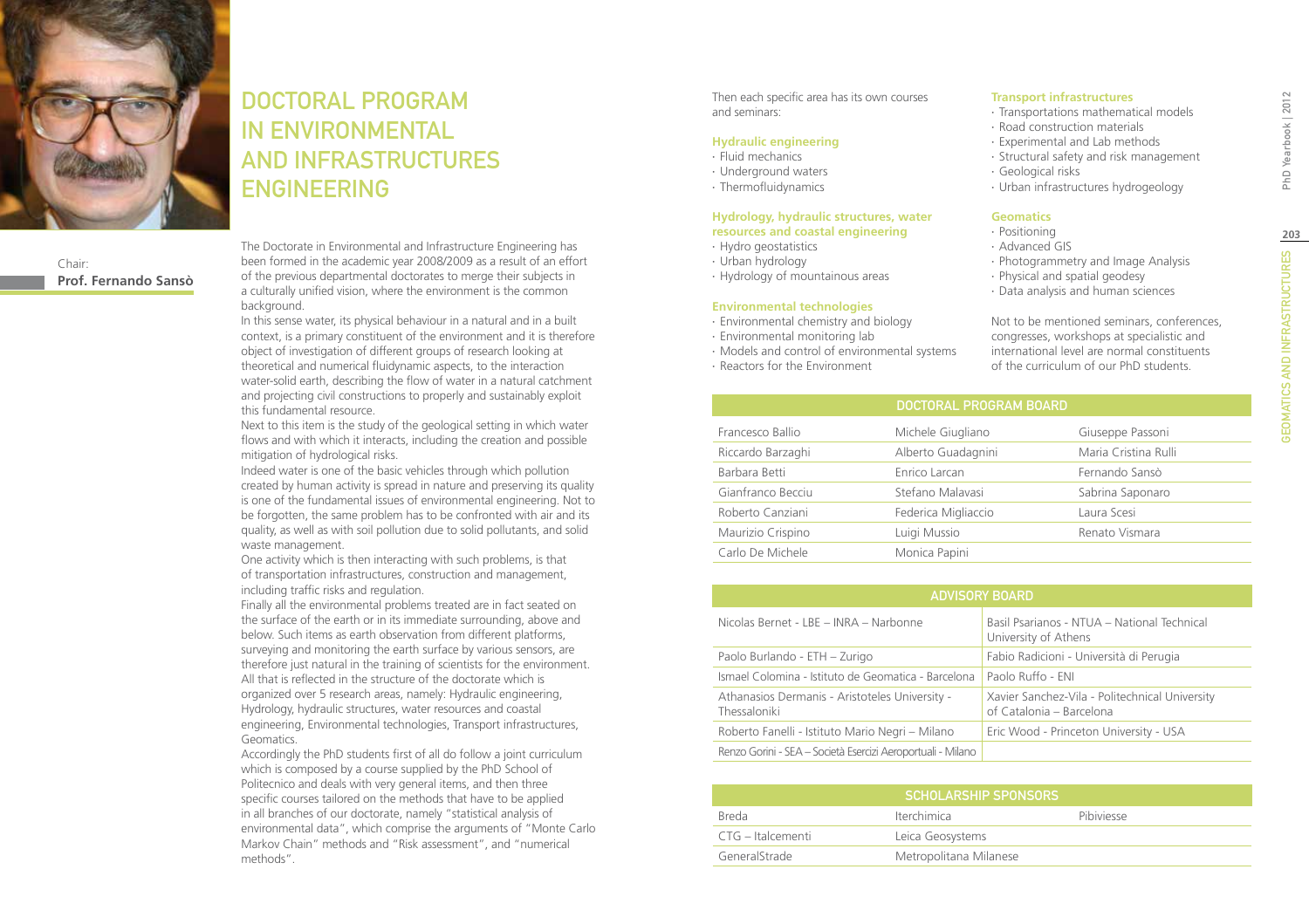Chair:
**Prof. Fernando Sansò**

# DOCTORAL PROGRAM IN ENVIRONMENTAL AND INFRASTRUCTURES ENGINEERING

The Doctorate in Environmental and Infrastructure Engineering has been formed in the academic year 2008/2009 as a result of an effort of the previous departmental doctorates to merge their subjects in a culturally unified vision, where the environment is the common background.

In this sense water, its physical behaviour in a natural and in a built context, is a primary constituent of the environment and it is therefore object of investigation of different groups of research looking at theoretical and numerical fluidynamic aspects, to the interaction water-solid earth, describing the flow of water in a natural catchment and projecting civil constructions to properly and sustainably exploit this fundamental resource.

Next to this item is the study of the geological setting in which water flows and with which it interacts, including the creation and possible mitigation of hydrological risks.

Indeed water is one of the basic vehicles through which pollution created by human activity is spread in nature and preserving its quality is one of the fundamental issues of environmental engineering. Not to be forgotten, the same problem has to be confronted with air and its quality, as well as with soil pollution due to solid pollutants, and solid waste management.

One activity which is then interacting with such problems, is that of transportation infrastructures, construction and management, including traffic risks and regulation.

Finally all the environmental problems treated are in fact seated on the surface of the earth or in its immediate surrounding, above and below. Such items as earth observation from different platforms, surveying and monitoring the earth surface by various sensors, are therefore just natural in the training of scientists for the environment.

All that is reflected in the structure of the doctorate which is organized over 5 research areas, namely: Hydraulic engineering, Hydrology, hydraulic structures, water resources and coastal engineering, Environmental technologies, Transport infrastructures, Geomatics.

Accordingly the PhD students first of all do follow a joint curriculum which is composed by a course supplied by the PhD School of Politecnico and deals with very general items, and then three specific courses tailored on the methods that have to be applied in all branches of our doctorate, namely "statistical analysis of environmental data", which comprise the arguments of "Monte Carlo Markov Chain" methods and "Risk assessment", and "numerical methods".

Then each specific area has its own courses and seminars:

**Hydraulic engineering**
- Fluid mechanics
- Underground waters
- Thermofluidynamics

**Hydrology, hydraulic structures, water resources and coastal engineering**
- Hydro geostatistics
- Urban hydrology
- Hydrology of mountainous areas

**Environmental technologies**
- Environmental chemistry and biology
- Environmental monitoring lab
- Models and control of environmental systems
- Reactors for the Environment

**Transport infrastructures**
- Transportations mathematical models
- Road construction materials
- Experimental and Lab methods
- Structural safety and risk management
- Geological risks
- Urban infrastructures hydrogeology

**Geomatics**
- Positioning
- Advanced GIS
- Photogrammetry and Image Analysis
- Physical and spatial geodesy
- Data analysis and human sciences

Not to be mentioned seminars, conferences, congresses, workshops at specialistic and international level are normal constituents of the curriculum of our PhD students.

| DOCTORAL PROGRAM BOARD | | |
|---|---|---|
| Francesco Ballio | Michele Giugliano | Giuseppe Passoni |
| Riccardo Barzaghi | Alberto Guadagnini | Maria Cristina Rulli |
| Barbara Betti | Enrico Larcan | Fernando Sansò |
| Gianfranco Becciu | Stefano Malavasi | Sabrina Saponaro |
| Roberto Canziani | Federica Migliaccio | Laura Scesi |
| Maurizio Crispino | Luigi Mussio | Renato Vismara |
| Carlo De Michele | Monica Papini | |

| ADVISORY BOARD | |
|---|---|
| Nicolas Bernet - LBE – INRA – Narbonne | Basil Psarianos - NTUA – National Technical University of Athens |
| Paolo Burlando - ETH – Zurigo | Fabio Radicioni - Università di Perugia |
| Ismael Colomina - Istituto de Geomatica - Barcelona | Paolo Ruffo - ENI |
| Athanasios Dermanis - Aristoteles University - Thessaloniki | Xavier Sanchez-Vila - Politechnical University of Catalonia – Barcelona |
| Roberto Fanelli - Istituto Mario Negri – Milano | Eric Wood - Princeton University - USA |
| Renzo Gorini - SEA – Società Esercizi Aeroportuali - Milano | |

| SCHOLARSHIP SPONSORS | | |
|---|---|---|
| Breda | Iterchimica | Pibiviesse |
| CTG – Italcementi | Leica Geosystems | |
| GeneralStrade | Metropolitana Milanese | |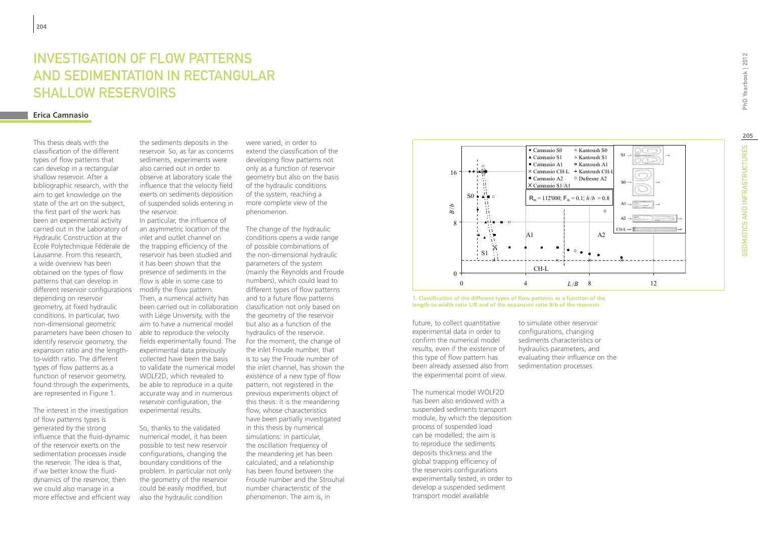# Investigation of Flow Patterns and Sedimentation in Rectangular Shallow Reservoirs

**Erica Camnasio**

This thesis deals with the classification of the different types of flow patterns that can develop in a rectangular shallow reservoir. After a bibliographic research, with the aim to get knowledge on the state of the art on the subject, the first part of the work has been an experimental activity carried out in the Laboratory of Hydraulic Construction at the Ecole Polytechnique Fédérale de Lausanne. From this research, a wide overview has been obtained on the types of flow patterns that can develop in different reservoir configurations depending on reservoir geometry, at fixed hydraulic conditions. In particular, two non-dimensional geometric parameters have been chosen to identify reservoir geometry, the expansion ratio and the length-to-width ratio. The different types of flow patterns as a function of reservoir geometry, found through the experiments, are represented in Figure 1.

The interest in the investigation of flow patterns types is generated by the strong influence that the fluid-dynamic of the reservoir exerts on the sedimentation processes inside the reservoir. The idea is that, if we better know the fluid-dynamics of the reservoir, then we could also manage in a more effective and efficient way the sediments deposits in the reservoir. So, as far as concerns sediments, experiments were also carried out in order to observe at laboratory scale the influence that the velocity field exerts on sediments deposition of suspended solids entering in the reservoir.

In particular, the influence of an asymmetric location of the inlet and outlet channel on the trapping efficiency of the reservoir has been studied and it has been shown that the presence of sediments in the flow is able in some case to modify the flow pattern.

Then, a numerical activity has been carried out in collaboration with Liège University, with the aim to have a numerical model able to reproduce the velocity fields experimentally found. The experimental data previously collected have been the basis to validate the numerical model WOLF2D, which revealed to be able to reproduce in a quite accurate way and in numerous reservoir configuration, the experimental results.

So, thanks to the validated numerical model, it has been possible to test new reservoir configurations, changing the boundary conditions of the problem. In particular not only the geometry of the reservoir could be easily modified, but also the hydraulic condition were varied, in order to extend the classification of the developing flow patterns not only as a function of reservoir geometry but also on the basis of the hydraulic conditions of the system, reaching a more complete view of the phenomenon.

The change of the hydraulic conditions opens a wide range of possible combinations of the non-dimensional hydraulic parameters of the system (mainly the Reynolds and Froude numbers), which could lead to different types of flow patterns and to a future flow patterns classification not only based on the geometry of the reservoir but also as a function of the hydraulics of the reservoir. For the moment, the change of the inlet Froude number, that is to say the Froude number of the inlet channel, has shown the existence of a new type of flow pattern, not registered in the previous experiments object of this thesis: it is the meandering flow, whose characteristics have been partially investigated in this thesis by numerical simulations: in particular, the oscillation frequency of the meandering jet has been calculated, and a relationship has been found between the Froude number and the Strouhal number characteristic of the phenomenon. The aim is, in future, to collect quantitative experimental data in order to confirm the numerical model results, even if the existence of this type of flow pattern has been already assessed also from the experimental point of view.

The numerical model WOLF2D has been also endowed with a suspended sediments transport module, by which the deposition process of suspended load can be modelled; the aim is to reproduce the sediments deposits thickness and the global trapping efficiency of the reservoirs configurations experimentally tested, in order to develop a suspended sediment transport model available to simulate other reservoir configurations, changing sediments characteristics or hydraulics parameters, and evaluating their influence on the sedimentation processes.

**1. Classification of the different types of flow patterns as a function of the length-to-width ratio L/B and of the expansion ratio B/b of the reservoir.**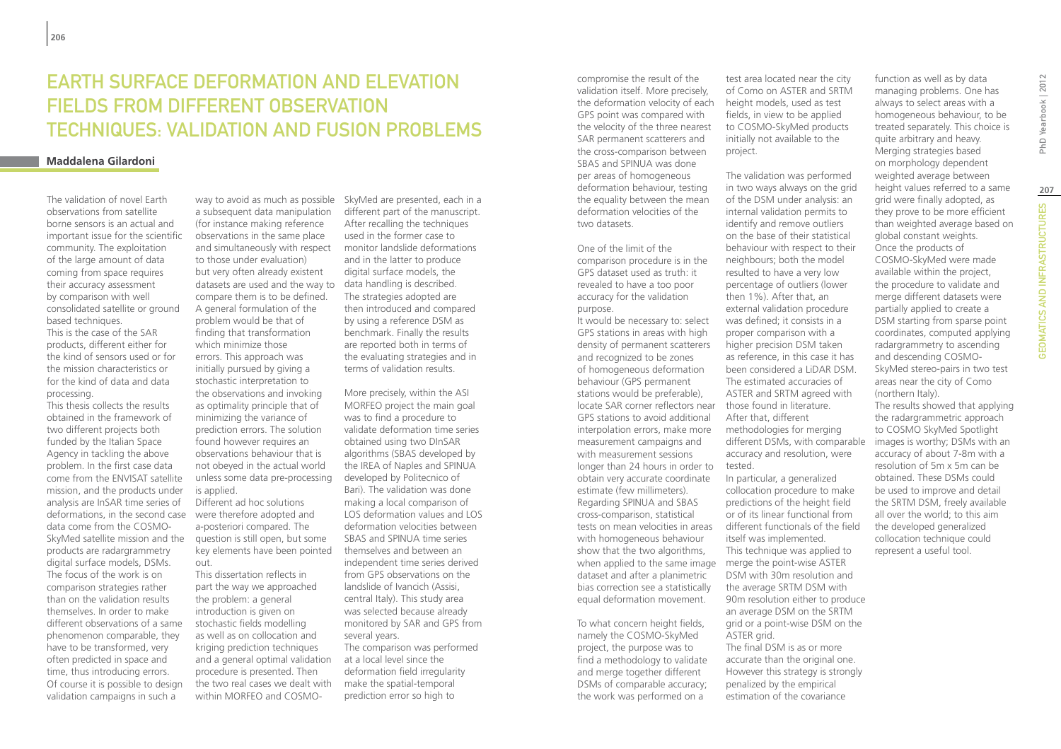# Earth surface deformation and elevation fields from different observation techniques: validation and fusion problems

**Maddalena Gilardoni**

The validation of novel Earth observations from satellite borne sensors is an actual and important issue for the scientific community. The exploitation of the large amount of data coming from space requires their accuracy assessment by comparison with well consolidated satellite or ground based techniques.
This is the case of the SAR products, different either for the kind of sensors used or for the mission characteristics or for the kind of data and data processing.
This thesis collects the results obtained in the framework of two different projects both funded by the Italian Space Agency in tackling the above problem. In the first case data come from the ENVISAT satellite mission, and the products under analysis are InSAR time series of deformations, in the second case data come from the COSMO-SkyMed satellite mission and the products are radargrammetry digital surface models, DSMs. The focus of the work is on comparison strategies rather than on the validation results themselves. In order to make different observations of a same phenomenon comparable, they have to be transformed, very often predicted in space and time, thus introducing errors. Of course it is possible to design validation campaigns in such a way to avoid as much as possible a subsequent data manipulation (for instance making reference observations in the same place and simultaneously with respect to those under evaluation) but very often already existent datasets are used and the way to compare them is to be defined. A general formulation of the problem would be that of finding that transformation which minimize those errors. This approach was initially pursued by giving a stochastic interpretation to the observations and invoking as optimality principle that of minimizing the variance of prediction errors. The solution found however requires an observations behaviour that is not obeyed in the actual world unless some data pre-processing is applied.
Different ad hoc solutions were therefore adopted and a-posteriori compared. The question is still open, but some key elements have been pointed out.
This dissertation reflects in part the way we approached the problem: a general introduction is given on stochastic fields modelling as well as on collocation and kriging prediction techniques and a general optimal validation procedure is presented. Then the two real cases we dealt with within MORFEO and COSMO-SkyMed are presented, each in a different part of the manuscript. After recalling the techniques used in the former case to monitor landslide deformations and in the latter to produce digital surface models, the data handling is described. The strategies adopted are then introduced and compared by using a reference DSM as benchmark. Finally the results are reported both in terms of the evaluating strategies and in terms of validation results.

More precisely, within the ASI MORFEO project the main goal was to find a procedure to validate deformation time series obtained using two DInSAR algorithms (SBAS developed by the IREA of Naples and SPINUA developed by Politecnico of Bari). The validation was done making a local comparison of LOS deformation values and LOS deformation velocities between SBAS and SPINUA time series themselves and between an independent time series derived from GPS observations on the landslide of Ivancich (Assisi, central Italy). This study area was selected because already monitored by SAR and GPS from several years.
The comparison was performed at a local level since the deformation field irregularity make the spatial-temporal prediction error so high to compromise the result of the validation itself. More precisely, the deformation velocity of each GPS point was compared with the velocity of the three nearest SAR permanent scatterers and the cross-comparison between SBAS and SPINUA was done per areas of homogeneous deformation behaviour, testing the equality between the mean deformation velocities of the two datasets.

One of the limit of the comparison procedure is in the GPS dataset used as truth: it revealed to have a too poor accuracy for the validation purpose.
It would be necessary to: select GPS stations in areas with high density of permanent scatterers and recognized to be zones of homogeneous deformation behaviour (GPS permanent stations would be preferable), locate SAR corner reflectors near GPS stations to avoid additional interpolation errors, make more measurement campaigns and with measurement sessions longer than 24 hours in order to obtain very accurate coordinate estimate (few millimeters).
Regarding SPINUA and SBAS cross-comparison, statistical tests on mean velocities in areas with homogeneous behaviour show that the two algorithms, when applied to the same image dataset and after a planimetric bias correction see a statistically equal deformation movement.

To what concern height fields, namely the COSMO-SkyMed project, the purpose was to find a methodology to validate and merge together different DSMs of comparable accuracy; the work was performed on a test area located near the city of Como on ASTER and SRTM height models, used as test fields, in view to be applied to COSMO-SkyMed products initially not available to the project.

The validation was performed in two ways always on the grid of the DSM under analysis: an internal validation permits to identify and remove outliers on the base of their statistical behaviour with respect to their neighbours; both the model resulted to have a very low percentage of outliers (lower then 1%). After that, an external validation procedure was defined; it consists in a proper comparison with a higher precision DSM taken as reference, in this case it has been considered a LiDAR DSM. The estimated accuracies of ASTER and SRTM agreed with those found in literature.
After that, different methodologies for merging different DSMs, with comparable accuracy and resolution, were tested.
In particular, a generalized collocation procedure to make predictions of the height field or of its linear functional from different functionals of the field itself was implemented.
This technique was applied to merge the point-wise ASTER DSM with 30m resolution and the average SRTM DSM with 90m resolution either to produce an average DSM on the SRTM grid or a point-wise DSM on the ASTER grid.
The final DSM is as or more accurate than the original one. However this strategy is strongly penalized by the empirical estimation of the covariance function as well as by data managing problems. One has always to select areas with a homogeneous behaviour, to be treated separately. This choice is quite arbitrary and heavy.
Merging strategies based on morphology dependent weighted average between height values referred to a same grid were finally adopted, as they prove to be more efficient than weighted average based on global constant weights.
Once the products of COSMO-SkyMed were made available within the project, the procedure to validate and merge different datasets were partially applied to create a DSM starting from sparse point coordinates, computed applying radargrammetry to ascending and descending COSMO-SkyMed stereo-pairs in two test areas near the city of Como (northern Italy).
The results showed that applying the radargrammetric approach to COSMO SkyMed Spotlight images is worthy; DSMs with an accuracy of about 7-8m with a resolution of 5m x 5m can be obtained. These DSMs could be used to improve and detail the SRTM DSM, freely available all over the world; to this aim the developed generalized collocation technique could represent a useful tool.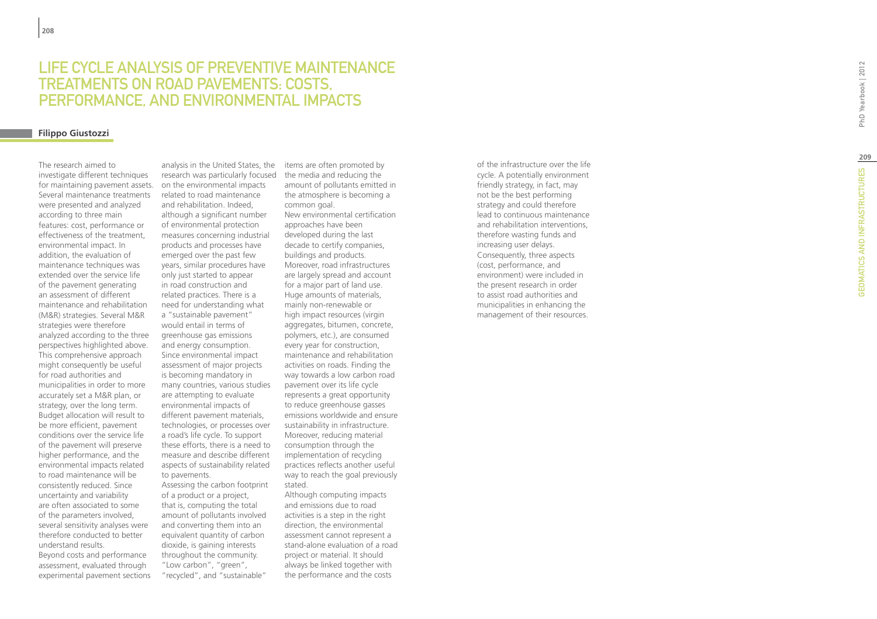# Life Cycle Analysis of Preventive Maintenance Treatments on Road Pavements: Costs, Performance, and Environmental Impacts

**Filippo Giustozzi**

The research aimed to investigate different techniques for maintaining pavement assets. Several maintenance treatments were presented and analyzed according to three main features: cost, performance or effectiveness of the treatment, environmental impact. In addition, the evaluation of maintenance techniques was extended over the service life of the pavement generating an assessment of different maintenance and rehabilitation (M&R) strategies. Several M&R strategies were therefore analyzed according to the three perspectives highlighted above. This comprehensive approach might consequently be useful for road authorities and municipalities in order to more accurately set a M&R plan, or strategy, over the long term. Budget allocation will result to be more efficient, pavement conditions over the service life of the pavement will preserve higher performance, and the environmental impacts related to road maintenance will be consistently reduced. Since uncertainty and variability are often associated to some of the parameters involved, several sensitivity analyses were therefore conducted to better understand results.

Beyond costs and performance assessment, evaluated through experimental pavement sections analysis in the United States, the research was particularly focused on the environmental impacts related to road maintenance and rehabilitation. Indeed, although a significant number of environmental protection measures concerning industrial products and processes have emerged over the past few years, similar procedures have only just started to appear in road construction and related practices. There is a need for understanding what a "sustainable pavement" would entail in terms of greenhouse gas emissions and energy consumption. Since environmental impact assessment of major projects is becoming mandatory in many countries, various studies are attempting to evaluate environmental impacts of different pavement materials, technologies, or processes over a road's life cycle. To support these efforts, there is a need to measure and describe different aspects of sustainability related to pavements.

Assessing the carbon footprint of a product or a project, that is, computing the total amount of pollutants involved and converting them into an equivalent quantity of carbon dioxide, is gaining interests throughout the community. "Low carbon", "green", "recycled", and "sustainable" items are often promoted by the media and reducing the amount of pollutants emitted in the atmosphere is becoming a common goal.

New environmental certification approaches have been developed during the last decade to certify companies, buildings and products. Moreover, road infrastructures are largely spread and account for a major part of land use. Huge amounts of materials, mainly non-renewable or high impact resources (virgin aggregates, bitumen, concrete, polymers, etc.), are consumed every year for construction, maintenance and rehabilitation activities on roads. Finding the way towards a low carbon road pavement over its life cycle represents a great opportunity to reduce greenhouse gasses emissions worldwide and ensure sustainability in infrastructure. Moreover, reducing material consumption through the implementation of recycling practices reflects another useful way to reach the goal previously stated.

Although computing impacts and emissions due to road activities is a step in the right direction, the environmental assessment cannot represent a stand-alone evaluation of a road project or material. It should always be linked together with the performance and the costs of the infrastructure over the life cycle. A potentially environment friendly strategy, in fact, may not be the best performing strategy and could therefore lead to continuous maintenance and rehabilitation interventions, therefore wasting funds and increasing user delays.

Consequently, three aspects (cost, performance, and environment) were included in the present research in order to assist road authorities and municipalities in enhancing the management of their resources.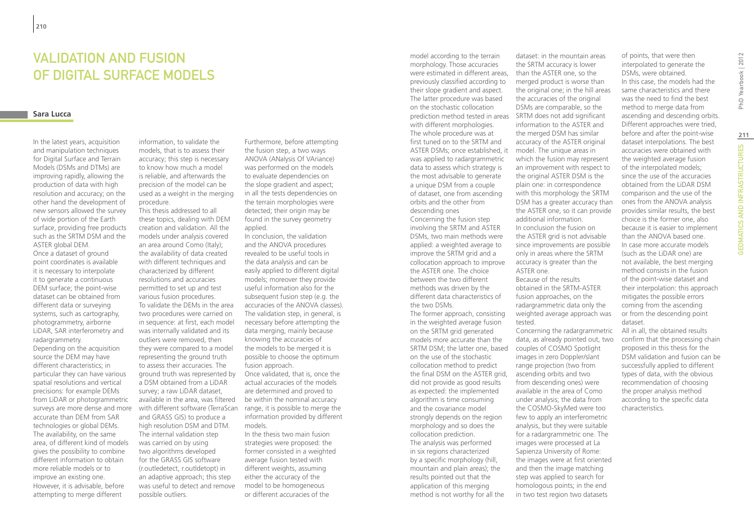# Validation and Fusion of Digital Surface Models

**Sara Lucca**

In the latest years, acquisition and manipulation techniques for Digital Surface and Terrain Models (DSMs and DTMs) are improving rapidly, allowing the production of data with high resolution and accuracy; on the other hand the development of new sensors allowed the survey of wide portion of the Earth surface, providing free products such as the SRTM DSM and the ASTER global DEM.

Once a dataset of ground point coordinates is available it is necessary to interpolate it to generate a continuous DEM surface; the point-wise dataset can be obtained from different data or surveying systems, such as cartography, photogrammetry, airborne LiDAR, SAR interferometry and radargrammetry.

Depending on the acquisition source the DEM may have different characteristics; in particular they can have various spatial resolutions and vertical precisions: for example DEMs from LiDAR or photogrammetric surveys are more dense and more accurate than DEM from SAR technologies or global DEMs. The availability, on the same area, of different kind of models gives the possibility to combine different information to obtain more reliable models or to improve an existing one. However, it is advisable, before attempting to merge different information, to validate the models, that is to assess their accuracy; this step is necessary to know how much a model is reliable, and afterwards the precision of the model can be used as a weight in the merging procedure.

This thesis addressed to all these topics, dealing with DEM creation and validation. All the models under analysis covered an area around Como (Italy); the availability of data created with different techniques and characterized by different resolutions and accuracies permitted to set up and test various fusion procedures.

To validate the DEMs in the area two procedures were carried on in sequence: at first, each model was internally validated and its outliers were removed, then they were compared to a model representing the ground truth to assess their accuracies. The ground truth was represented by a DSM obtained from a LiDAR survey; a raw LiDAR dataset, available in the area, was filtered with different software (TerraScan and GRASS GIS) to produce a high resolution DSM and DTM. The internal validation step was carried on by using two algorithms developed for the GRASS GIS software (r.outledetect, r.outldetopt) in an adaptive approach; this step was useful to detect and remove possible outliers.

Furthermore, before attempting the fusion step, a two ways ANOVA (ANalysis Of VAriance) was performed on the models to evaluate dependencies on the slope gradient and aspect; in all the tests dependencies on the terrain morphologies were detected; their origin may be found in the survey geometry applied.

In conclusion, the validation and the ANOVA procedures revealed to be useful tools in the data analysis and can be easily applied to different digital models; moreover they provide useful information also for the subsequent fusion step (e.g. the accuracies of the ANOVA classes). The validation step, in general, is necessary before attempting the data merging, mainly because knowing the accuracies of the models to be merged it is possible to choose the optimum fusion approach.

Once validated, that is, once the actual accuracies of the models are determined and proved to be within the nominal accuracy range, it is possible to merge the information provided by different models.

In the thesis two main fusion strategies were proposed: the former consisted in a weighted average fusion tested with different weights, assuming either the accuracy of the model to be homogeneous or different accuracies of the model according to the terrain morphology. Those accuracies were estimated in different areas, previously classified according to their slope gradient and aspect. The latter procedure was based on the stochastic collocation prediction method tested in areas with different morphologies.

The whole procedure was at first tuned on to the SRTM and ASTER DSMs; once established, it was applied to radargrammetric data to assess which strategy is the most advisable to generate a unique DSM from a couple of dataset, one from ascending orbits and the other from descending ones

Concerning the fusion step involving the SRTM and ASTER DSMs, two main methods were applied: a weighted average to improve the SRTM grid and a collocation approach to improve the ASTER one. The choice between the two different methods was driven by the different data characteristics of the two DSMs.

The former approach, consisting in the weighted average fusion on the SRTM grid generated models more accurate than the SRTM DSM; the latter one, based on the use of the stochastic collocation method to predict the final DSM on the ASTER grid, did not provide as good results as expected: the implemented algorithm is time consuming and the covariance model strongly depends on the region morphology and so does the collocation prediction.

The analysis was performed in six regions characterized by a specific morphology (hill, mountain and plain areas); the results pointed out that the application of this merging method is not worthy for all the dataset: in the mountain areas the SRTM accuracy is lower than the ASTER one, so the merged product is worse than the original one; in the hill areas the accuracies of the original DSMs are comparable, so the SRTM does not add significant information to the ASTER and the merged DSM has similar accuracy of the ASTER original model. The unique areas in which the fusion may represent an improvement with respect to the original ASTER DSM is the plain one: in correspondence with this morphology the SRTM DSM has a greater accuracy than the ASTER one, so it can provide additional information.

In conclusion the fusion on the ASTER grid is not advisable since improvements are possible only in areas where the SRTM accuracy is greater than the ASTER one.

Because of the results obtained in the SRTM-ASTER fusion approaches, on the radargrammetric data only the weighted average approach was tested.

Concerning the radargrammetric data, as already pointed out, two couples of COSMO Spotlight images in zero Doppler/slant range projection (two from ascending orbits and two from descending ones) were available in the area of Como under analysis; the data from the COSMO-SkyMed were too few to apply an interferometric analysis, but they were suitable for a radargrammetric one. The images were processed at La Sapienza University of Rome: the images were at first oriented and then the image matching step was applied to search for homologous points; in the end in two test region two datasets of points, that were then interpolated to generate the DSMs, were obtained.

In this case, the models had the same characteristics and there was the need to find the best method to merge data from ascending and descending orbits. Different approaches were tried, before and after the point-wise dataset interpolations. The best accuracies were obtained with the weighted average fusion of the interpolated models; since the use of the accuracies obtained from the LiDAR DSM comparison and the use of the ones from the ANOVA analysis provides similar results, the best choice is the former one, also because it is easier to implement than the ANOVA based one.

In case more accurate models (such as the LiDAR one) are not available, the best merging method consists in the fusion of the point-wise dataset and their interpolation: this approach mitigates the possible errors coming from the ascending or from the descending point dataset.

All in all, the obtained results confirm that the processing chain proposed in this thesis for the DSM validation and fusion can be successfully applied to different types of data, with the obvious recommendation of choosing the proper analysis method according to the specific data characteristics.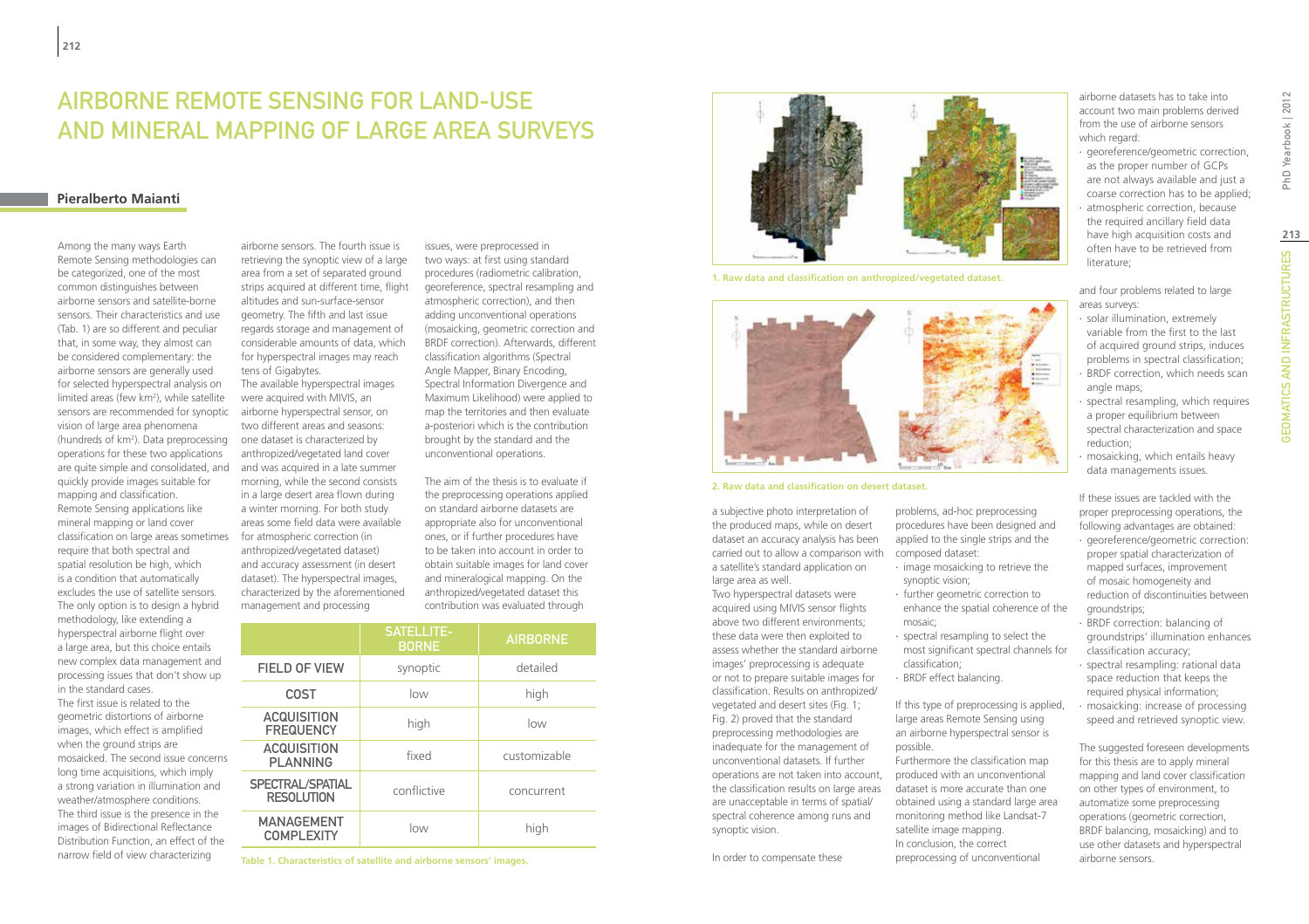# AIRBORNE REMOTE SENSING FOR LAND-USE AND MINERAL MAPPING OF LARGE AREA SURVEYS

**Pieralberto Maianti**

Among the many ways Earth Remote Sensing methodologies can be categorized, one of the most common distinguishes between airborne sensors and satellite-borne sensors. Their characteristics and use (Tab. 1) are so different and peculiar that, in some way, they almost can be considered complementary: the airborne sensors are generally used for selected hyperspectral analysis on limited areas (few km²), while satellite sensors are recommended for synoptic vision of large area phenomena (hundreds of km²). Data preprocessing operations for these two applications are quite simple and consolidated, and quickly provide images suitable for mapping and classification.

Remote Sensing applications like mineral mapping or land cover classification on large areas sometimes require that both spectral and spatial resolution be high, which is a condition that automatically excludes the use of satellite sensors. The only option is to design a hybrid methodology, like extending a hyperspectral airborne flight over a large area, but this choice entails new complex data management and processing issues that don't show up in the standard cases.

The first issue is related to the geometric distortions of airborne images, which effect is amplified when the ground strips are mosaicked. The second issue concerns long time acquisitions, which imply a strong variation in illumination and weather/atmosphere conditions. The third issue is the presence in the images of Bidirectional Reflectance Distribution Function, an effect of the narrow field of view characterizing airborne sensors. The fourth issue is retrieving the synoptic view of a large area from a set of separated ground strips acquired at different time, flight altitudes and sun-surface-sensor geometry. The fifth and last issue regards storage and management of considerable amounts of data, which for hyperspectral images may reach tens of Gigabytes.

The available hyperspectral images were acquired with MIVIS, an airborne hyperspectral sensor, on two different areas and seasons: one dataset is characterized by anthropized/vegetated land cover and was acquired in a late summer morning, while the second consists in a large desert area flown during a winter morning. For both study areas some field data were available for atmospheric correction (in anthropized/vegetated dataset) and accuracy assessment (in desert dataset). The hyperspectral images, characterized by the aforementioned management and processing issues, were preprocessed in two ways: at first using standard procedures (radiometric calibration, georeference, spectral resampling and atmospheric correction), and then adding unconventional operations (mosaicking, geometric correction and BRDF correction). Afterwards, different classification algorithms (Spectral Angle Mapper, Binary Encoding, Spectral Information Divergence and Maximum Likelihood) were applied to map the territories and then evaluate a-posteriori which is the contribution brought by the standard and the unconventional operations.

The aim of the thesis is to evaluate if the preprocessing operations applied on standard airborne datasets are appropriate also for unconventional ones, or if further procedures have to be taken into account in order to obtain suitable images for land cover and mineralogical mapping. On the anthropized/vegetated dataset this contribution was evaluated through a subjective photo interpretation of the produced maps, while on desert dataset an accuracy analysis has been carried out to allow a comparison with a satellite's standard application on large area as well.

| | SATELLITE-BORNE | AIRBORNE |
|---|---|---|
| FIELD OF VIEW | synoptic | detailed |
| COST | low | high |
| ACQUISITION FREQUENCY | high | low |
| ACQUISITION PLANNING | fixed | customizable |
| SPECTRAL/SPATIAL RESOLUTION | conflictive | concurrent |
| MANAGEMENT COMPLEXITY | low | high |

Table 1. Characteristics of satellite and airborne sensors' images.

1. Raw data and classification on anthropized/vegetated dataset.

2. Raw data and classification on desert dataset.

Two hyperspectral datasets were acquired using MIVIS sensor flights above two different environments; these data were then exploited to assess whether the standard airborne images' preprocessing is adequate or not to prepare suitable images for classification. Results on anthropized/vegetated and desert sites (Fig. 1; Fig. 2) proved that the standard preprocessing methodologies are inadequate for the management of unconventional datasets. If further operations are not taken into account, the classification results on large areas are unacceptable in terms of spatial/spectral coherence among runs and synoptic vision.

In order to compensate these problems, ad-hoc preprocessing procedures have been designed and applied to the single strips and the composed dataset:

- image mosaicking to retrieve the synoptic vision;
- further geometric correction to enhance the spatial coherence of the mosaic;
- spectral resampling to select the most significant spectral channels for classification;
- BRDF effect balancing.

If this type of preprocessing is applied, large areas Remote Sensing using an airborne hyperspectral sensor is possible.

Furthermore the classification map produced with an unconventional dataset is more accurate than one obtained using a standard large area monitoring method like Landsat-7 satellite image mapping.

In conclusion, the correct preprocessing of unconventional airborne datasets has to take into account two main problems derived from the use of airborne sensors which regard:

- georeference/geometric correction, as the proper number of GCPs are not always available and just a coarse correction has to be applied;
- atmospheric correction, because the required ancillary field data have high acquisition costs and often have to be retrieved from literature;

and four problems related to large areas surveys:

- solar illumination, extremely variable from the first to the last of acquired ground strips, induces problems in spectral classification;
- BRDF correction, which needs scan angle maps;
- spectral resampling, which requires a proper equilibrium between spectral characterization and space reduction;
- mosaicking, which entails heavy data managements issues.

If these issues are tackled with the proper preprocessing operations, the following advantages are obtained:

- georeference/geometric correction: proper spatial characterization of mapped surfaces, improvement of mosaic homogeneity and reduction of discontinuities between groundstrips;
- BRDF correction: balancing of groundstrips' illumination enhances classification accuracy;
- spectral resampling: rational data space reduction that keeps the required physical information;
- mosaicking: increase of processing speed and retrieved synoptic view.

The suggested foreseen developments for this thesis are to apply mineral mapping and land cover classification on other types of environment, to automatize some preprocessing operations (geometric correction, BRDF balancing, mosaicking) and to use other datasets and hyperspectral airborne sensors.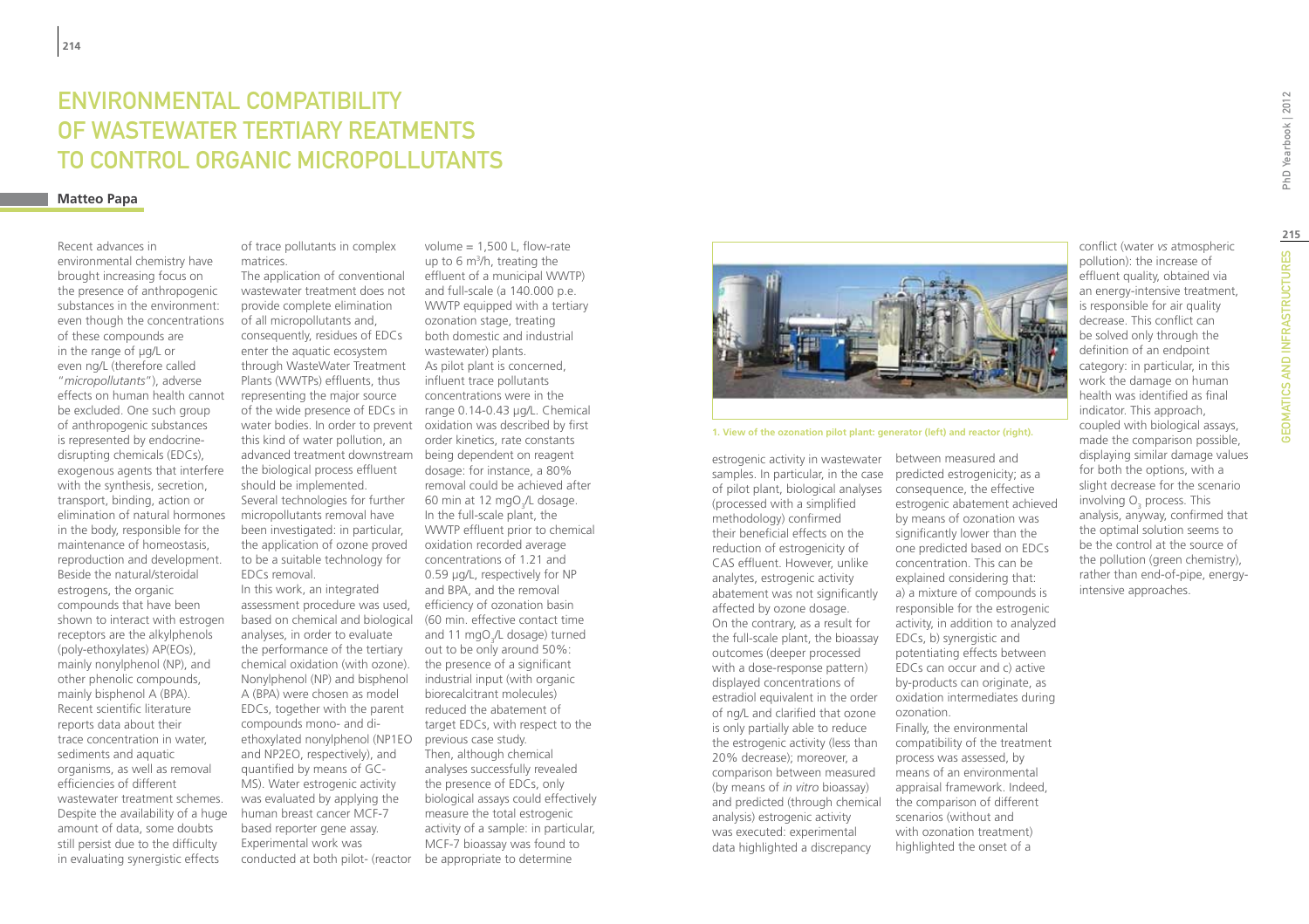# ENVIRONMENTAL COMPATIBILITY OF WASTEWATER TERTIARY REATMENTS TO CONTROL ORGANIC MICROPOLLUTANTS

**Matteo Papa**

Recent advances in environmental chemistry have brought increasing focus on the presence of anthropogenic substances in the environment: even though the concentrations of these compounds are in the range of μg/L or even ng/L (therefore called "*micropollutants*"), adverse effects on human health cannot be excluded. One such group of anthropogenic substances is represented by endocrine-disrupting chemicals (EDCs), exogenous agents that interfere with the synthesis, secretion, transport, binding, action or elimination of natural hormones in the body, responsible for the maintenance of homeostasis, reproduction and development. Beside the natural/steroidal estrogens, the organic compounds that have been shown to interact with estrogen receptors are the alkylphenols (poly-ethoxylates) AP(EOs), mainly nonylphenol (NP), and other phenolic compounds, mainly bisphenol A (BPA). Recent scientific literature reports data about their trace concentration in water, sediments and aquatic organisms, as well as removal efficiencies of different wastewater treatment schemes. Despite the availability of a huge amount of data, some doubts still persist due to the difficulty in evaluating synergistic effects of trace pollutants in complex matrices.

The application of conventional wastewater treatment does not provide complete elimination of all micropollutants and, consequently, residues of EDCs enter the aquatic ecosystem through WasteWater Treatment Plants (WWTPs) effluents, thus representing the major source of the wide presence of EDCs in water bodies. In order to prevent this kind of water pollution, an advanced treatment downstream the biological process effluent should be implemented. Several technologies for further micropollutants removal have been investigated: in particular, the application of ozone proved to be a suitable technology for EDCs removal.

In this work, an integrated assessment procedure was used, based on chemical and biological analyses, in order to evaluate the performance of the tertiary chemical oxidation (with ozone). Nonylphenol (NP) and bisphenol A (BPA) were chosen as model EDCs, together with the parent compounds mono- and di-ethoxylated nonylphenol (NP1EO and NP2EO, respectively), and quantified by means of GC-MS). Water estrogenic activity was evaluated by applying the human breast cancer MCF-7 based reporter gene assay. Experimental work was conducted at both pilot- (reactor volume = 1,500 L, flow-rate up to 6 $m^3$/h, treating the effluent of a municipal WWTP) and full-scale (a 140.000 p.e. WWTP equipped with a tertiary ozonation stage, treating both domestic and industrial wastewater) plants.

As pilot plant is concerned, influent trace pollutants concentrations were in the range 0.14-0.43 μg/L. Chemical oxidation was described by first order kinetics, rate constants being dependent on reagent dosage: for instance, a 80% removal could be achieved after 60 min at 12 mg$O_3$/L dosage. In the full-scale plant, the WWTP effluent prior to chemical oxidation recorded average concentrations of 1.21 and 0.59 μg/L, respectively for NP and BPA, and the removal efficiency of ozonation basin (60 min. effective contact time and 11 mg$O_3$/L dosage) turned out to be only around 50%: the presence of a significant industrial input (with organic biorecalcitrant molecules) reduced the abatement of target EDCs, with respect to the previous case study.

Then, although chemical analyses successfully revealed the presence of EDCs, only biological assays could effectively measure the total estrogenic activity of a sample: in particular, MCF-7 bioassay was found to be appropriate to determine estrogenic activity in wastewater samples. In particular, in the case of pilot plant, biological analyses (processed with a simplified methodology) confirmed their beneficial effects on the reduction of estrogenicity of CAS effluent. However, unlike analytes, estrogenic activity abatement was not significantly affected by ozone dosage.

**1. View of the ozonation pilot plant: generator (left) and reactor (right).**

On the contrary, as a result for the full-scale plant, the bioassay outcomes (deeper processed with a dose-response pattern) displayed concentrations of estradiol equivalent in the order of ng/L and clarified that ozone is only partially able to reduce the estrogenic activity (less than 20% decrease); moreover, a comparison between measured (by means of *in vitro* bioassay) and predicted (through chemical analysis) estrogenic activity was executed: experimental data highlighted a discrepancy between measured and predicted estrogenicity; as a consequence, the effective estrogenic abatement achieved by means of ozonation was significantly lower than the one predicted based on EDCs concentration. This can be explained considering that: a) a mixture of compounds is responsible for the estrogenic activity, in addition to analyzed EDCs, b) synergistic and potentiating effects between EDCs can occur and c) active by-products can originate, as oxidation intermediates during ozonation.

Finally, the environmental compatibility of the treatment process was assessed, by means of an environmental appraisal framework. Indeed, the comparison of different scenarios (without and with ozonation treatment) highlighted the onset of a conflict (water *vs* atmospheric pollution): the increase of effluent quality, obtained via an energy-intensive treatment, is responsible for air quality decrease. This conflict can be solved only through the definition of an endpoint category: in particular, in this work the damage on human health was identified as final indicator. This approach, coupled with biological assays, made the comparison possible, displaying similar damage values for both the options, with a slight decrease for the scenario involving $O_3$ process. This analysis, anyway, confirmed that the optimal solution seems to be the control at the source of the pollution (green chemistry), rather than end-of-pipe, energy-intensive approaches.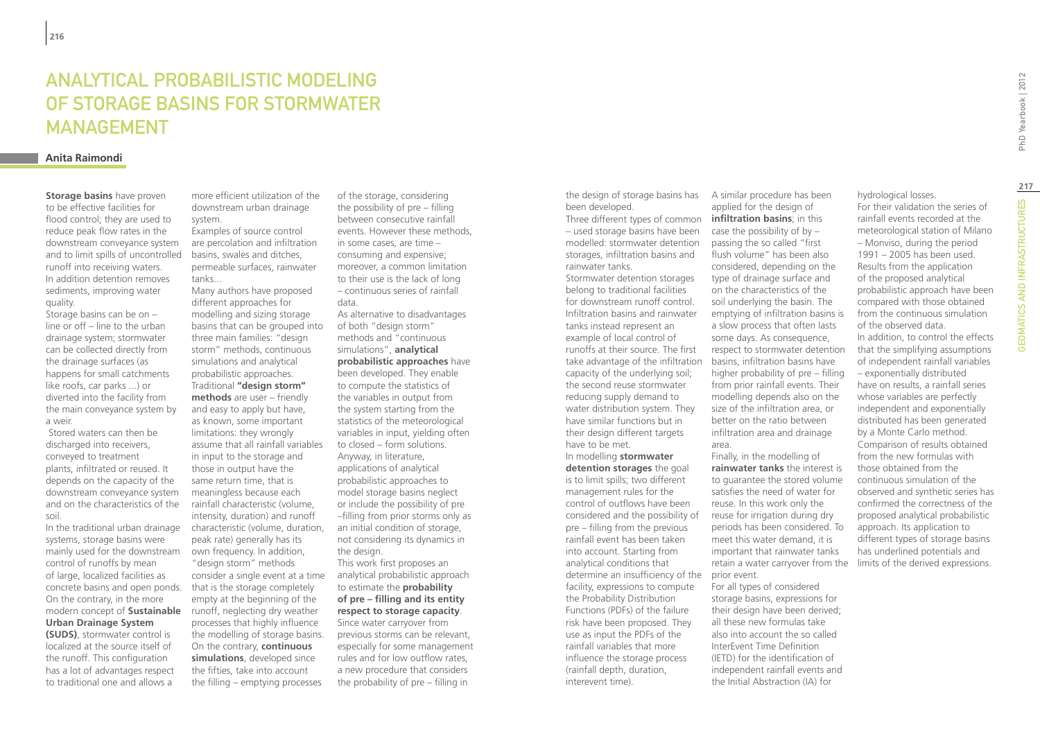# Analytical Probabilistic Modeling of Storage Basins for Stormwater Management

**Anita Raimondi**

**Storage basins** have proven to be effective facilities for flood control; they are used to reduce peak flow rates in the downstream conveyance system and to limit spills of uncontrolled runoff into receiving waters. In addition detention removes sediments, improving water quality.

Storage basins can be on – line or off – line to the urban drainage system; stormwater can be collected directly from the drainage surfaces (as happens for small catchments like roofs, car parks ...) or diverted into the facility from the main conveyance system by a weir.

Stored waters can then be discharged into receivers, conveyed to treatment plants, infiltrated or reused. It depends on the capacity of the downstream conveyance system and on the characteristics of the soil.

In the traditional urban drainage systems, storage basins were mainly used for the downstream control of runoffs by mean of large, localized facilities as concrete basins and open ponds. On the contrary, in the more modern concept of **Sustainable Urban Drainage System (SUDS)**, stormwater control is localized at the source itself of the runoff. This configuration has a lot of advantages respect to traditional one and allows a more efficient utilization of the downstream urban drainage system.

Examples of source control are percolation and infiltration basins, swales and ditches, permeable surfaces, rainwater tanks...

Many authors have proposed different approaches for modelling and sizing storage basins that can be grouped into three main families: "design storm" methods, continuous simulations and analytical probabilistic approaches.

Traditional **"design storm" methods** are user – friendly and easy to apply but have, as known, some important limitations: they wrongly assume that all rainfall variables in input to the storage and those in output have the same return time, that is meaningless because each rainfall characteristic (volume, intensity, duration) and runoff characteristic (volume, duration, peak rate) generally has its own frequency. In addition, "design storm" methods consider a single event at a time that is the storage completely empty at the beginning of the runoff, neglecting dry weather processes that highly influence the modelling of storage basins.

On the contrary, **continuous simulations**, developed since the fifties, take into account the filling – emptying processes of the storage, considering the possibility of pre – filling between consecutive rainfall events. However these methods, in some cases, are time – consuming and expensive; moreover, a common limitation to their use is the lack of long – continuous series of rainfall data.

As alternative to disadvantages of both "design storm" methods and "continuous simulations", **analytical probabilistic approaches** have been developed. They enable to compute the statistics of the variables in output from the system starting from the statistics of the meteorological variables in input, yielding often to closed – form solutions.

Anyway, in literature, applications of analytical probabilistic approaches to model storage basins neglect or include the possibility of pre –filling from prior storms only as an initial condition of storage, not considering its dynamics in the design.

This work first proposes an analytical probabilistic approach to estimate the **probability of pre – filling and its entity respect to storage capacity**. Since water carryover from previous storms can be relevant, especially for some management rules and for low outflow rates, a new procedure that considers the probability of pre – filling in the design of storage basins has been developed.

Three different types of common – used storage basins have been modelled: stormwater detention storages, infiltration basins and rainwater tanks.

Stormwater detention storages belong to traditional facilities for downstream runoff control. Infiltration basins and rainwater tanks instead represent an example of local control of runoffs at their source. The first take advantage of the infiltration capacity of the underlying soil; the second reuse stormwater reducing supply demand to water distribution system. They have similar functions but in their design different targets have to be met.

In modelling **stormwater detention storages** the goal is to limit spills; two different management rules for the control of outflows have been considered and the possibility of pre – filling from the previous rainfall event has been taken into account. Starting from analytical conditions that determine an insufficiency of the facility, expressions to compute the Probability Distribution Functions (PDFs) of the failure risk have been proposed. They use as input the PDFs of the rainfall variables that more influence the storage process (rainfall depth, duration, interevent time).

A similar procedure has been applied for the design of **infiltration basins**; in this case the possibility of by – passing the so called "first flush volume" has been also considered, depending on the type of drainage surface and on the characteristics of the soil underlying the basin. The emptying of infiltration basins is a slow process that often lasts some days. As consequence, respect to stormwater detention basins, infiltration basins have higher probability of pre – filling from prior rainfall events. Their modelling depends also on the size of the infiltration area, or better on the ratio between infiltration area and drainage area.

Finally, in the modelling of **rainwater tanks** the interest is to guarantee the stored volume satisfies the need of water for reuse. In this work only the reuse for irrigation during dry periods has been considered. To meet this water demand, it is important that rainwater tanks retain a water carryover from the prior event.

For all types of considered storage basins, expressions for their design have been derived; all these new formulas take also into account the so called InterEvent Time Definition (IETD) for the identification of independent rainfall events and the Initial Abstraction (IA) for hydrological losses.

For their validation the series of rainfall events recorded at the meteorological station of Milano – Monviso, during the period 1991 – 2005 has been used. Results from the application of the proposed analytical probabilistic approach have been compared with those obtained from the continuous simulation of the observed data.

In addition, to control the effects that the simplifying assumptions of independent rainfall variables – exponentially distributed have on results, a rainfall series whose variables are perfectly independent and exponentially distributed has been generated by a Monte Carlo method. Comparison of results obtained from the new formulas with those obtained from the continuous simulation of the observed and synthetic series has confirmed the correctness of the proposed analytical probabilistic approach. Its application to different types of storage basins has underlined potentials and limits of the derived expressions.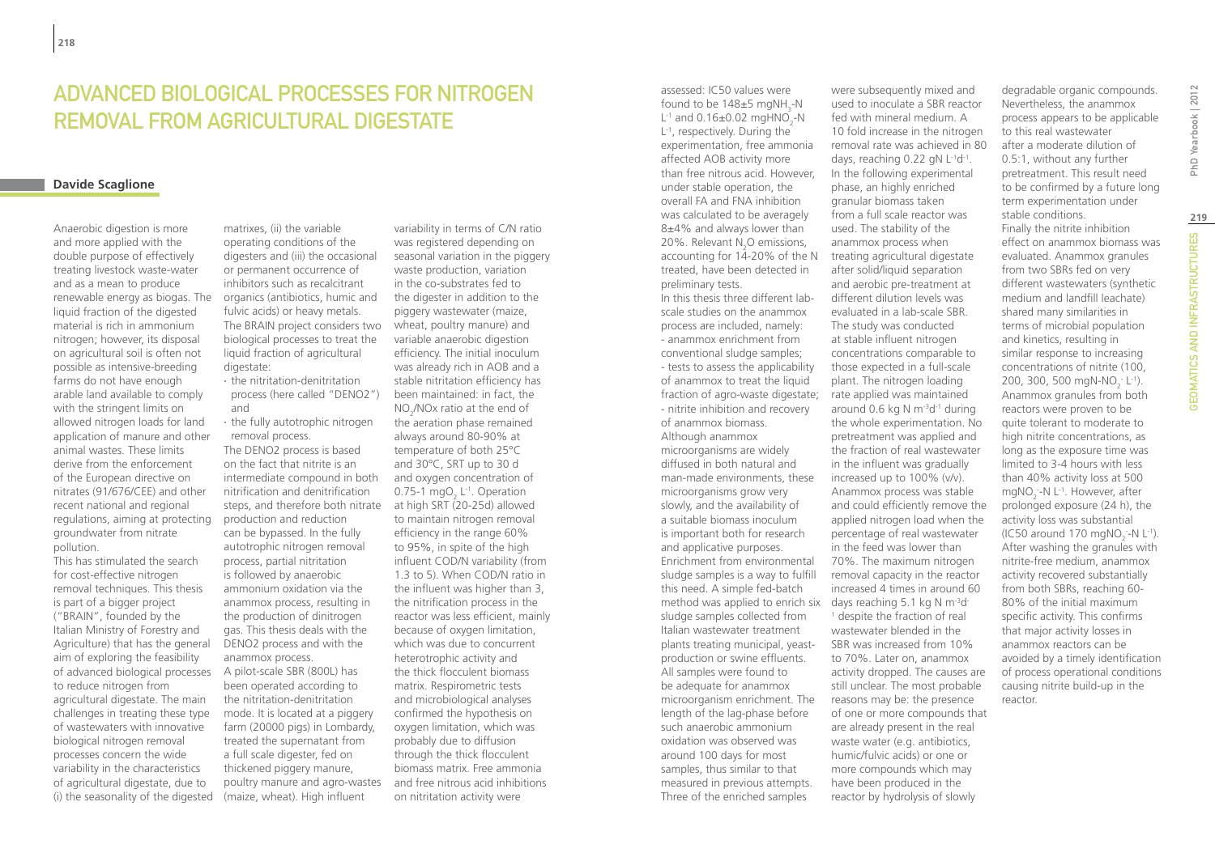# Advanced Biological Processes for Nitrogen Removal from Agricultural Digestate

**Davide Scaglione**

Anaerobic digestion is more and more applied with the double purpose of effectively treating livestock waste-water and as a mean to produce renewable energy as biogas. The liquid fraction of the digested material is rich in ammonium nitrogen; however, its disposal on agricultural soil is often not possible as intensive-breeding farms do not have enough arable land available to comply with the stringent limits on allowed nitrogen loads for land application of manure and other animal wastes. These limits derive from the enforcement of the European directive on nitrates (91/676/CEE) and other recent national and regional regulations, aiming at protecting groundwater from nitrate pollution.

This has stimulated the search for cost-effective nitrogen removal techniques. This thesis is part of a bigger project ("BRAIN", founded by the Italian Ministry of Forestry and Agriculture) that has the general aim of exploring the feasibility of advanced biological processes to reduce nitrogen from agricultural digestate. The main challenges in treating these type of wastewaters with innovative biological nitrogen removal processes concern the wide variability in the characteristics of agricultural digestate, due to (i) the seasonality of the digested matrixes, (ii) the variable operating conditions of the digesters and (iii) the occasional or permanent occurrence of inhibitors such as recalcitrant organics (antibiotics, humic and fulvic acids) or heavy metals. The BRAIN project considers two biological processes to treat the liquid fraction of agricultural digestate:

- the nitritation-denitritation process (here called "DENO2") and
- the fully autotrophic nitrogen removal process.

The DENO2 process is based on the fact that nitrite is an intermediate compound in both nitrification and denitrification steps, and therefore both nitrate production and reduction can be bypassed. In the fully autotrophic nitrogen removal process, partial nitritation is followed by anaerobic ammonium oxidation via the anammox process, resulting in the production of dinitrogen gas. This thesis deals with the DENO2 process and with the anammox process.

A pilot-scale SBR (800L) has been operated according to the nitritation-denitritation mode. It is located at a piggery farm (20000 pigs) in Lombardy, treated the supernatant from a full scale digester, fed on thickened piggery manure, poultry manure and agro-wastes (maize, wheat). High influent variability in terms of C/N ratio was registered depending on seasonal variation in the piggery waste production, variation in the co-substrates fed to the digester in addition to the piggery wastewater (maize, wheat, poultry manure) and variable anaerobic digestion efficiency. The initial inoculum was already rich in AOB and a stable nitritation efficiency has been maintained: in fact, the $NO_2/NOx$ ratio at the end of the aeration phase remained always around 80-90% at temperature of both 25°C and 30°C, SRT up to 30 d and oxygen concentration of 0.75-1 $mgO_2\ L^{-1}$. Operation at high SRT (20-25d) allowed to maintain nitrogen removal efficiency in the range 60% to 95%, in spite of the high influent COD/N variability (from 1.3 to 5). When COD/N ratio in the influent was higher than 3, the nitrification process in the reactor was less efficient, mainly because of oxygen limitation, which was due to concurrent heterotrophic activity and the thick flocculent biomass matrix. Respirometric tests and microbiological analyses confirmed the hypothesis on oxygen limitation, which was probably due to diffusion through the thick flocculent biomass matrix. Free ammonia and free nitrous acid inhibitions on nitritation activity were assessed: IC50 values were found to be 148±5 $mgNH_3$-N $L^{-1}$ and 0.16±0.02 $mgHNO_2$-N $L^{-1}$, respectively. During the experimentation, free ammonia affected AOB activity more than free nitrous acid. However, under stable operation, the overall FA and FNA inhibition was calculated to be averagely 8±4% and always lower than 20%. Relevant $N_2O$ emissions, accounting for 14-20% of the N treated, have been detected in preliminary tests.

In this thesis three different lab-scale studies on the anammox process are included, namely:
- anammox enrichment from conventional sludge samples;
- tests to assess the applicability of anammox to treat the liquid fraction of agro-waste digestate;
- nitrite inhibition and recovery of anammox biomass.

Although anammox microorganisms are widely diffused in both natural and man-made environments, these microorganisms grow very slowly, and the availability of a suitable biomass inoculum is important both for research and applicative purposes. Enrichment from environmental sludge samples is a way to fulfill this need. A simple fed-batch method was applied to enrich six sludge samples collected from Italian wastewater treatment plants treating municipal, yeast-production or swine effluents. All samples were found to be adequate for anammox microorganism enrichment. The length of the lag-phase before such anaerobic ammonium oxidation was observed was around 100 days for most samples, thus similar to that measured in previous attempts. Three of the enriched samples were subsequently mixed and used to inoculate a SBR reactor fed with mineral medium. A 10 fold increase in the nitrogen removal rate was achieved in 80 days, reaching 0.22 gN $L^{-1}d^{-1}$. In the following experimental phase, an highly enriched granular biomass taken from a full scale reactor was used. The stability of the anammox process when treating agricultural digestate after solid/liquid separation and aerobic pre-treatment at different dilution levels was evaluated in a lab-scale SBR. The study was conducted at stable influent nitrogen concentrations comparable to those expected in a full-scale plant. The nitrogen loading rate applied was maintained around 0.6 kg N $m^{-3}d^{-1}$ during the whole experimentation. No pretreatment was applied and the fraction of real wastewater in the influent was gradually increased up to 100% (v/v). Anammox process was stable and could efficiently remove the applied nitrogen load when the percentage of real wastewater in the feed was lower than 70%. The maximum nitrogen removal capacity in the reactor increased 4 times in around 60 days reaching 5.1 kg N $m^{-3}d^{-1}$ despite the fraction of real wastewater blended in the SBR was increased from 10% to 70%. Later on, anammox activity dropped. The causes are still unclear. The most probable reasons may be: the presence of one or more compounds that are already present in the real waste water (e.g. antibiotics, humic/fulvic acids) or one or more compounds which may have been produced in the reactor by hydrolysis of slowly degradable organic compounds. Nevertheless, the anammox process appears to be applicable to this real wastewater after a moderate dilution of 0.5:1, without any further pretreatment. This result need to be confirmed by a future long term experimentation under stable conditions.

Finally the nitrite inhibition effect on anammox biomass was evaluated. Anammox granules from two SBRs fed on very different wastewaters (synthetic medium and landfill leachate) shared many similarities in terms of microbial population and kinetics, resulting in similar response to increasing concentrations of nitrite (100, 200, 300, 500 $mgN\text{-}NO_2^-\ L^{-1}$). Anammox granules from both reactors were proven to be quite tolerant to moderate to high nitrite concentrations, as long as the exposure time was limited to 3-4 hours with less than 40% activity loss at 500 $mgNO_2^-$-N $L^{-1}$. However, after prolonged exposure (24 h), the activity loss was substantial (IC50 around 170 $mgNO_2^-$-N $L^{-1}$). After washing the granules with nitrite-free medium, anammox activity recovered substantially from both SBRs, reaching 60-80% of the initial maximum specific activity. This confirms that major activity losses in anammox reactors can be avoided by a timely identification of process operational conditions causing nitrite build-up in the reactor.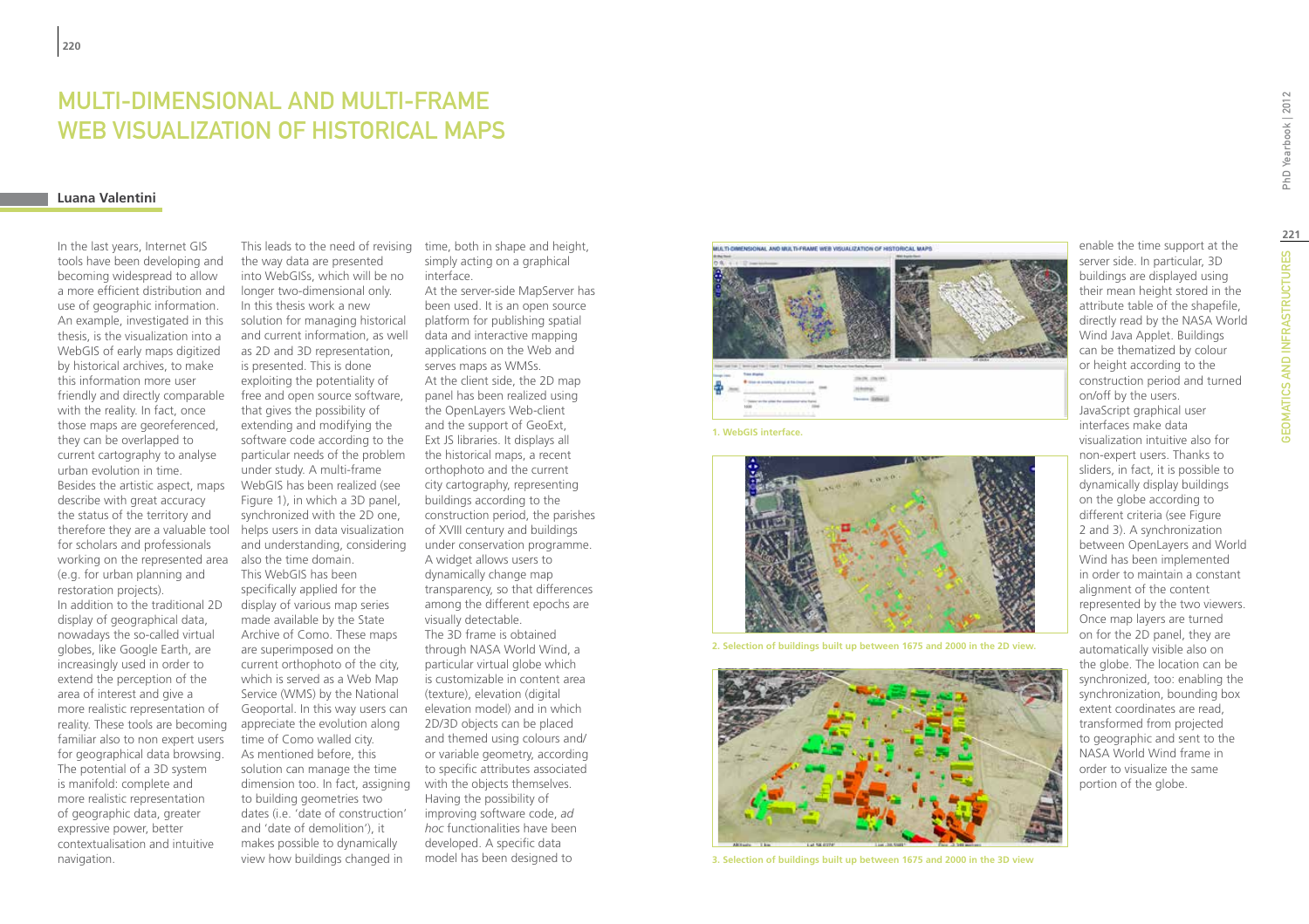# MULTI-DIMENSIONAL AND MULTI-FRAME WEB VISUALIZATION OF HISTORICAL MAPS

**Luana Valentini**

In the last years, Internet GIS tools have been developing and becoming widespread to allow a more efficient distribution and use of geographic information. An example, investigated in this thesis, is the visualization into a WebGIS of early maps digitized by historical archives, to make this information more user friendly and directly comparable with the reality. In fact, once those maps are georeferenced, they can be overlapped to current cartography to analyse urban evolution in time.

Besides the artistic aspect, maps describe with great accuracy the status of the territory and therefore they are a valuable tool for scholars and professionals working on the represented area (e.g. for urban planning and restoration projects).

In addition to the traditional 2D display of geographical data, nowadays the so-called virtual globes, like Google Earth, are increasingly used in order to extend the perception of the area of interest and give a more realistic representation of reality. These tools are becoming familiar also to non expert users for geographical data browsing. The potential of a 3D system is manifold: complete and more realistic representation of geographic data, greater expressive power, better contextualisation and intuitive navigation.

This leads to the need of revising the way data are presented into WebGISs, which will be no longer two-dimensional only.

In this thesis work a new solution for managing historical and current information, as well as 2D and 3D representation, is presented. This is done exploiting the potentiality of free and open source software, that gives the possibility of extending and modifying the software code according to the particular needs of the problem under study. A multi-frame WebGIS has been realized (see Figure 1), in which a 3D panel, synchronized with the 2D one, helps users in data visualization and understanding, considering also the time domain.

This WebGIS has been specifically applied for the display of various map series made available by the State Archive of Como. These maps are superimposed on the current orthophoto of the city, which is served as a Web Map Service (WMS) by the National Geoportal. In this way users can appreciate the evolution along time of Como walled city.

As mentioned before, this solution can manage the time dimension too. In fact, assigning to building geometries two dates (i.e. 'date of construction' and 'date of demolition'), it makes possible to dynamically view how buildings changed in time, both in shape and height, simply acting on a graphical interface.

At the server-side MapServer has been used. It is an open source platform for publishing spatial data and interactive mapping applications on the Web and serves maps as WMSs.

At the client side, the 2D map panel has been realized using the OpenLayers Web-client and the support of GeoExt, Ext JS libraries. It displays all the historical maps, a recent orthophoto and the current city cartography, representing buildings according to the construction period, the parishes of XVIII century and buildings under conservation programme. A widget allows users to dynamically change map transparency, so that differences among the different epochs are visually detectable.

The 3D frame is obtained through NASA World Wind, a particular virtual globe which is customizable in content area (texture), elevation (digital elevation model) and in which 2D/3D objects can be placed and themed using colours and/or variable geometry, according to specific attributes associated with the objects themselves. Having the possibility of improving software code, *ad hoc* functionalities have been developed. A specific data model has been designed to enable the time support at the server side. In particular, 3D buildings are displayed using their mean height stored in the attribute table of the shapefile, directly read by the NASA World Wind Java Applet. Buildings can be thematized by colour or height according to the construction period and turned on/off by the users. JavaScript graphical user interfaces make data visualization intuitive also for non-expert users. Thanks to sliders, in fact, it is possible to dynamically display buildings on the globe according to different criteria (see Figure 2 and 3). A synchronization between OpenLayers and World Wind has been implemented in order to maintain a constant alignment of the content represented by the two viewers. Once map layers are turned on for the 2D panel, they are automatically visible also on the globe. The location can be synchronized, too: enabling the synchronization, bounding box extent coordinates are read, transformed from projected to geographic and sent to the NASA World Wind frame in order to visualize the same portion of the globe.

**1. WebGIS interface.**

**2. Selection of buildings built up between 1675 and 2000 in the 2D view.**

**3. Selection of buildings built up between 1675 and 2000 in the 3D view**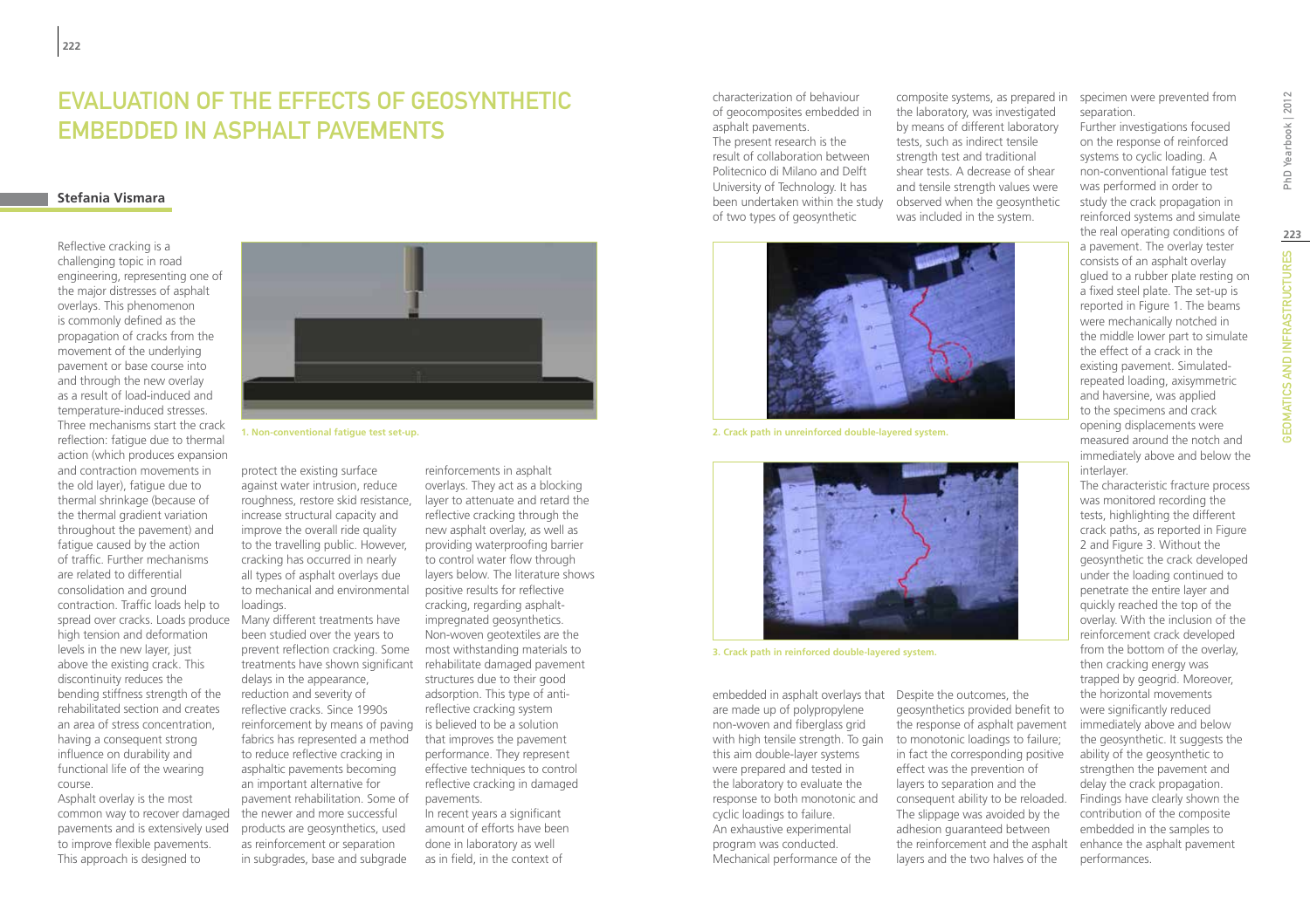# EVALUATION OF THE EFFECTS OF GEOSYNTHETIC EMBEDDED IN ASPHALT PAVEMENTS

**Stefania Vismara**

Reflective cracking is a challenging topic in road engineering, representing one of the major distresses of asphalt overlays. This phenomenon is commonly defined as the propagation of cracks from the movement of the underlying pavement or base course into and through the new overlay as a result of load-induced and temperature-induced stresses. Three mechanisms start the crack reflection: fatigue due to thermal action (which produces expansion and contraction movements in the old layer), fatigue due to thermal shrinkage (because of the thermal gradient variation throughout the pavement) and fatigue caused by the action of traffic. Further mechanisms are related to differential consolidation and ground contraction. Traffic loads help to spread over cracks. Loads produce high tension and deformation levels in the new layer, just above the existing crack. This discontinuity reduces the bending stiffness strength of the rehabilitated section and creates an area of stress concentration, having a consequent strong influence on durability and functional life of the wearing course.

Asphalt overlay is the most common way to recover damaged pavements and is extensively used to improve flexible pavements. This approach is designed to protect the existing surface against water intrusion, reduce roughness, restore skid resistance, increase structural capacity and improve the overall ride quality to the travelling public. However, cracking has occurred in nearly all types of asphalt overlays due to mechanical and environmental loadings.

Many different treatments have been studied over the years to prevent reflection cracking. Some treatments have shown significant delays in the appearance, reduction and severity of reflective cracks. Since 1990s reinforcement by means of paving fabrics has represented a method to reduce reflective cracking in asphaltic pavements becoming an important alternative for pavement rehabilitation. Some of the newer and more successful products are geosynthetics, used as reinforcement or separation in subgrades, base and subgrade reinforcements in asphalt overlays. They act as a blocking layer to attenuate and retard the reflective cracking through the new asphalt overlay, as well as providing waterproofing barrier to control water flow through layers below. The literature shows positive results for reflective cracking, regarding asphalt-impregnated geosynthetics. Non-woven geotextiles are the most withstanding materials to rehabilitate damaged pavement structures due to their good adsorption. This type of anti-reflective cracking system is believed to be a solution that improves the pavement performance. They represent effective techniques to control reflective cracking in damaged pavements.

In recent years a significant amount of efforts have been done in laboratory as well as in field, in the context of characterization of behaviour of geocomposites embedded in asphalt pavements.

The present research is the result of collaboration between Politecnico di Milano and Delft University of Technology. It has been undertaken within the study of two types of geosynthetic embedded in asphalt overlays that are made up of polypropylene non-woven and fiberglass grid with high tensile strength. To gain this aim double-layer systems were prepared and tested in the laboratory to evaluate the response to both monotonic and cyclic loadings to failure.

An exhaustive experimental program was conducted. Mechanical performance of the composite systems, as prepared in the laboratory, was investigated by means of different laboratory tests, such as indirect tensile strength test and traditional shear tests. A decrease of shear and tensile strength values were observed when the geosynthetic was included in the system.

Despite the outcomes, the geosynthetics provided benefit to the response of asphalt pavement to monotonic loadings to failure; in fact the corresponding positive effect was the prevention of layers to separation and the consequent ability to be reloaded. The slippage was avoided by the adhesion guaranteed between the reinforcement and the asphalt layers and the two halves of the specimen were prevented from separation.

Further investigations focused on the response of reinforced systems to cyclic loading. A non-conventional fatigue test was performed in order to study the crack propagation in reinforced systems and simulate the real operating conditions of a pavement. The overlay tester consists of an asphalt overlay glued to a rubber plate resting on a fixed steel plate. The set-up is reported in Figure 1. The beams were mechanically notched in the middle lower part to simulate the effect of a crack in the existing pavement. Simulated-repeated loading, axisymmetric and haversine, was applied to the specimens and crack opening displacements were measured around the notch and immediately above and below the interlayer.

The characteristic fracture process was monitored recording the tests, highlighting the different crack paths, as reported in Figure 2 and Figure 3. Without the geosynthetic the crack developed under the loading continued to penetrate the entire layer and quickly reached the top of the overlay. With the inclusion of the reinforcement crack developed from the bottom of the overlay, then cracking energy was trapped by geogrid. Moreover, the horizontal movements were significantly reduced immediately above and below the geosynthetic. It suggests the ability of the geosynthetic to strengthen the pavement and delay the crack propagation. Findings have clearly shown the contribution of the composite embedded in the samples to enhance the asphalt pavement performances.

1. Non-conventional fatigue test set-up.

2. Crack path in unreinforced double-layered system.

3. Crack path in reinforced double-layered system.